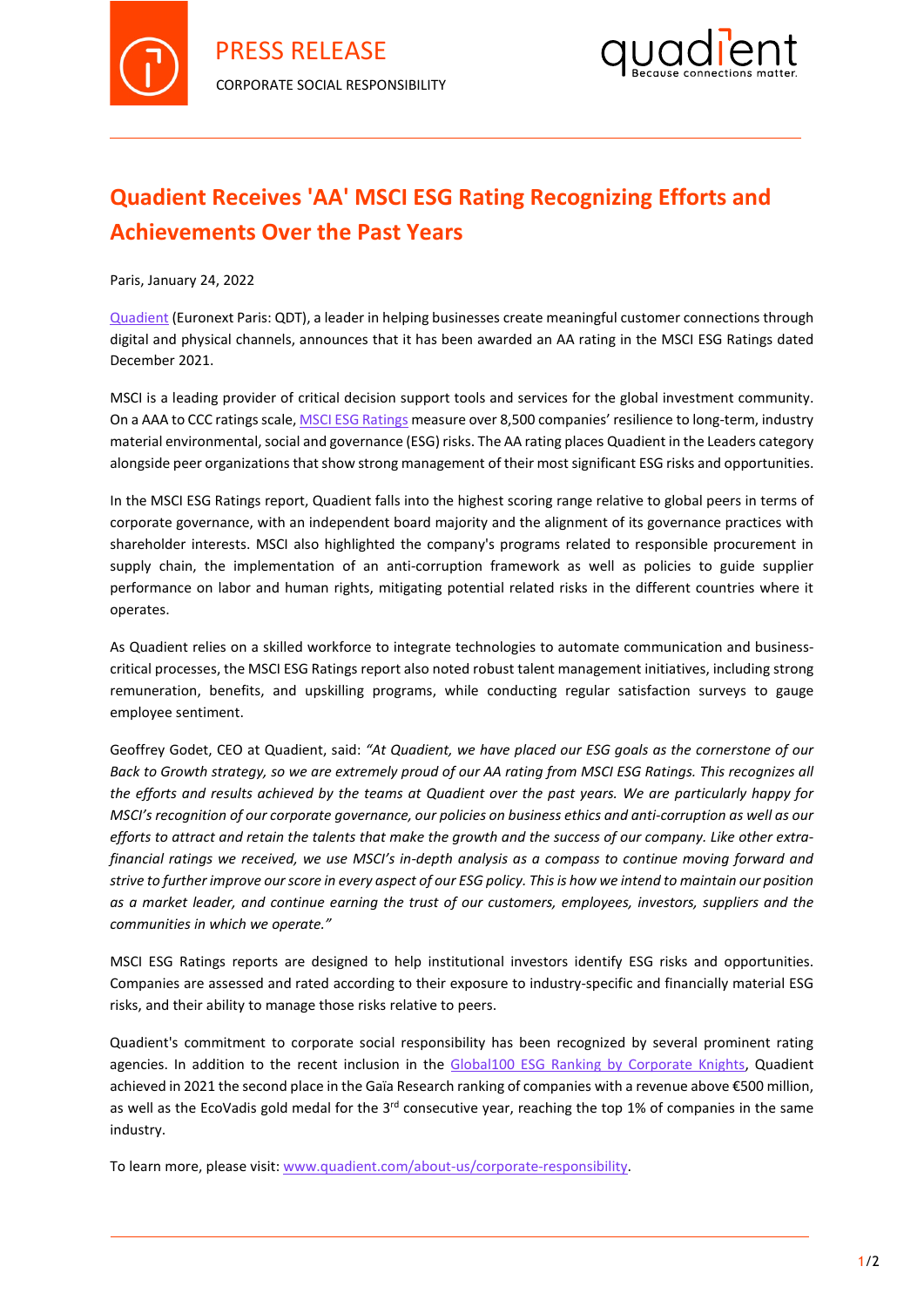PRESS RELEASE

CORPORATE SOCIAL RESPONSIBILITY

# Quadient Receives 'AA' MSCI ESG Rating Recognizing Efforts and Achievements Over the Past Years

Paris, January 24, 2022

Quadient (Euronext Paris: QDT), a leader in helping businesses create meaningful customer connections through digital and physical channels, announces that it has been awarded an AA rating in the MSCI ESG Ratings dated December 2021.

MSCI is a leading provider of critical decision support tools and services for the global investment community. On a AAA to CCC ratings scale, MSCI ESG Ratings measure over 8,500 companies' resilience to long-term, industry material environmental, social and governance (ESG) risks. The AA rating places Quadient in the Leaders category alongside peer organizations that show strong management of their most significant ESG risks and opportunities.

In the MSCI ESG Ratings report, Quadient falls into the highest scoring range relative to global peers in terms of corporate governance, with an independent board majority and the alignment of its governance practices with shareholder interests. MSCI also highlighted the company's programs related to responsible procurement in supply chain, the implementation of an anti-corruption framework as well as policies to guide supplier performance on labor and human rights, mitigating potential related risks in the different countries where it operates.

As Quadient relies on a skilled workforce to integrate technologies to automate communication and business-critical processes, the MSCI ESG Ratings report also noted robust talent management initiatives, including strong remuneration, benefits, and upskilling programs, while conducting regular satisfaction surveys to gauge employee sentiment.

Geoffrey Godet, CEO at Quadient, said: *"At Quadient, we have placed our ESG goals as the cornerstone of our Back to Growth strategy, so we are extremely proud of our AA rating from MSCI ESG Ratings. This recognizes all the efforts and results achieved by the teams at Quadient over the past years. We are particularly happy for MSCI's recognition of our corporate governance, our policies on business ethics and anti-corruption as well as our efforts to attract and retain the talents that make the growth and the success of our company. Like other extra-financial ratings we received, we use MSCI's in-depth analysis as a compass to continue moving forward and strive to further improve our score in every aspect of our ESG policy. This is how we intend to maintain our position as a market leader, and continue earning the trust of our customers, employees, investors, suppliers and the communities in which we operate."*

MSCI ESG Ratings reports are designed to help institutional investors identify ESG risks and opportunities. Companies are assessed and rated according to their exposure to industry-specific and financially material ESG risks, and their ability to manage those risks relative to peers.

Quadient's commitment to corporate social responsibility has been recognized by several prominent rating agencies. In addition to the recent inclusion in the Global100 ESG Ranking by Corporate Knights, Quadient achieved in 2021 the second place in the Gaïa Research ranking of companies with a revenue above €500 million, as well as the EcoVadis gold medal for the 3rd consecutive year, reaching the top 1% of companies in the same industry.

To learn more, please visit: www.quadient.com/about-us/corporate-responsibility.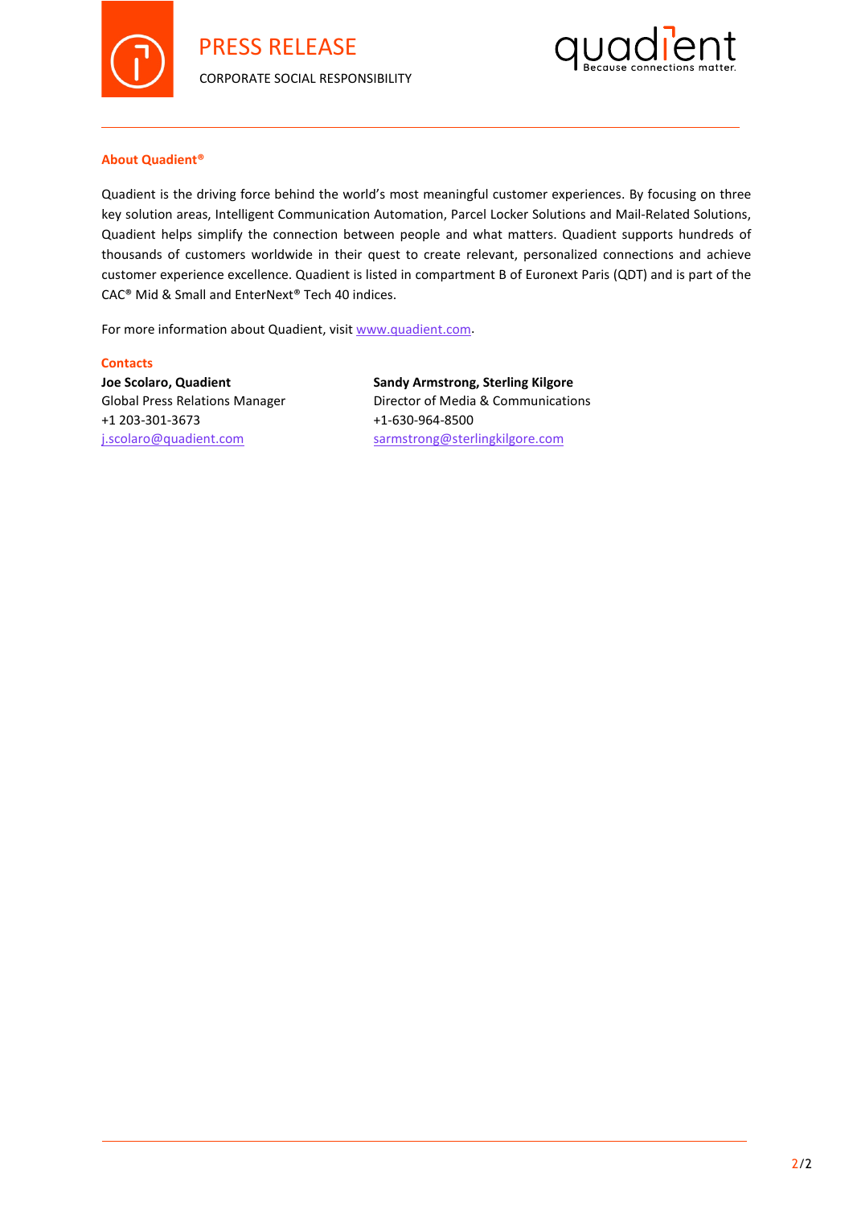### About Quadient®

Quadient is the driving force behind the world's most meaningful customer experiences. By focusing on three key solution areas, Intelligent Communication Automation, Parcel Locker Solutions and Mail-Related Solutions, Quadient helps simplify the connection between people and what matters. Quadient supports hundreds of thousands of customers worldwide in their quest to create relevant, personalized connections and achieve customer experience excellence. Quadient is listed in compartment B of Euronext Paris (QDT) and is part of the CAC® Mid & Small and EnterNext® Tech 40 indices.

For more information about Quadient, visit www.quadient.com.

### Contacts

**Joe Scolaro, Quadient**
Global Press Relations Manager
+1 203-301-3673
j.scolaro@quadient.com

**Sandy Armstrong, Sterling Kilgore**
Director of Media & Communications
+1-630-964-8500
sarmstrong@sterlingkilgore.com